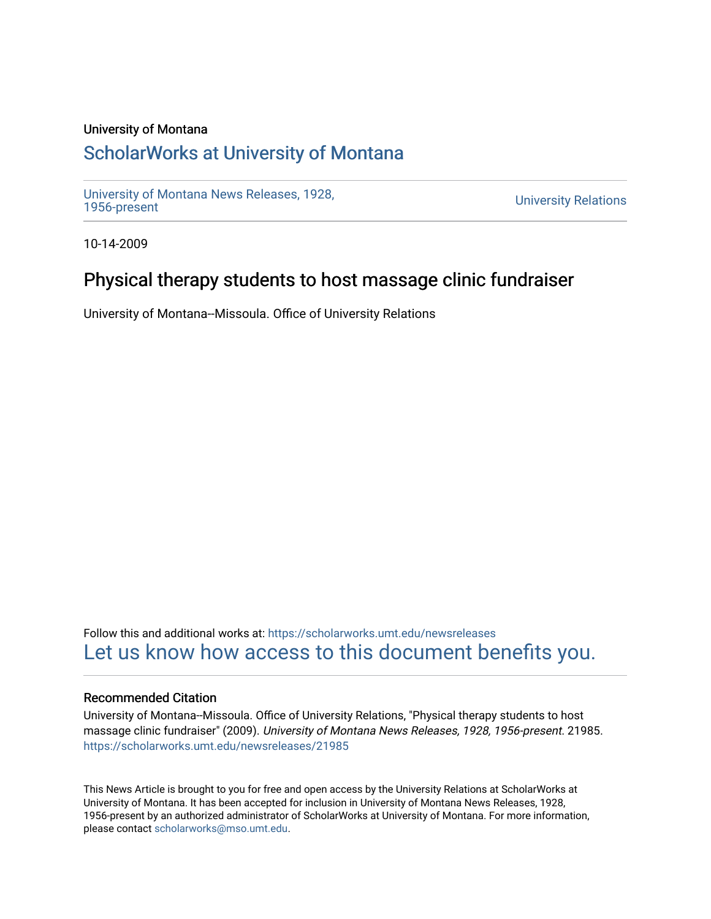University of Montana

# ScholarWorks at University of Montana

University of Montana News Releases, 1928, 1956-present

University Relations

10-14-2009

## Physical therapy students to host massage clinic fundraiser

University of Montana--Missoula. Office of University Relations

Follow this and additional works at: https://scholarworks.umt.edu/newsreleases

Let us know how access to this document benefits you.

### Recommended Citation

University of Montana--Missoula. Office of University Relations, "Physical therapy students to host massage clinic fundraiser" (2009). *University of Montana News Releases, 1928, 1956-present*. 21985.
https://scholarworks.umt.edu/newsreleases/21985

This News Article is brought to you for free and open access by the University Relations at ScholarWorks at University of Montana. It has been accepted for inclusion in University of Montana News Releases, 1928, 1956-present by an authorized administrator of ScholarWorks at University of Montana. For more information, please contact scholarworks@mso.umt.edu.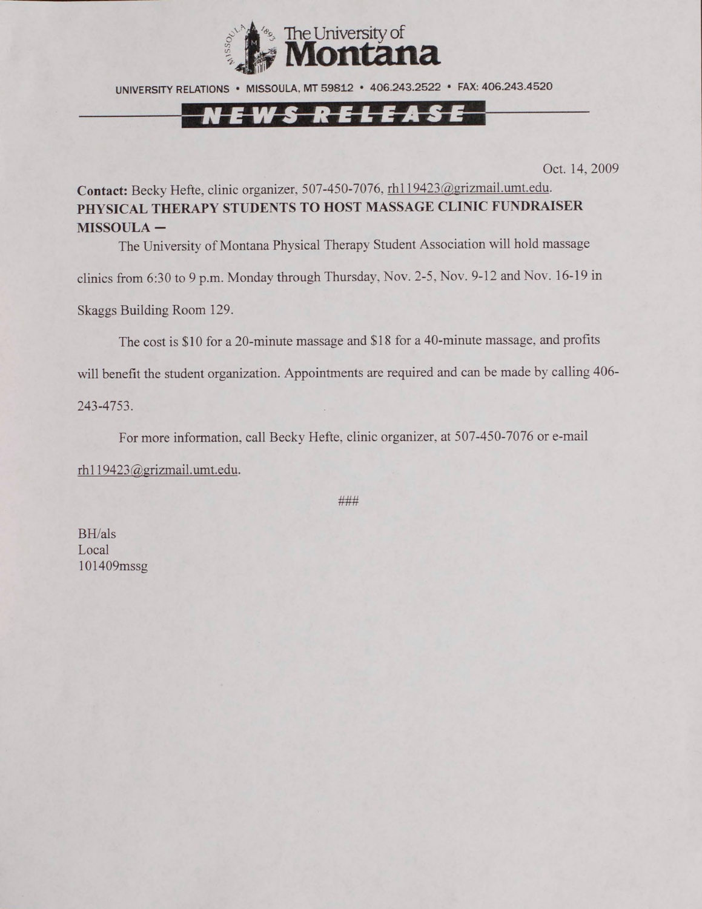The University of **Montana**

UNIVERSITY RELATIONS • MISSOULA, MT 59812 • 406.243.2522 • FAX: 406.243.4520

**NEWS RELEASE**

Oct. 14, 2009

**Contact:** Becky Hefte, clinic organizer, 507-450-7076, rh119423@grizmail.umt.edu.

**PHYSICAL THERAPY STUDENTS TO HOST MASSAGE CLINIC FUNDRAISER**

**MISSOULA —**

The University of Montana Physical Therapy Student Association will hold massage clinics from 6:30 to 9 p.m. Monday through Thursday, Nov. 2-5, Nov. 9-12 and Nov. 16-19 in Skaggs Building Room 129.

The cost is $10 for a 20-minute massage and $18 for a 40-minute massage, and profits will benefit the student organization. Appointments are required and can be made by calling 406-243-4753.

For more information, call Becky Hefte, clinic organizer, at 507-450-7076 or e-mail rh119423@grizmail.umt.edu.

###

BH/als
Local
101409mssg